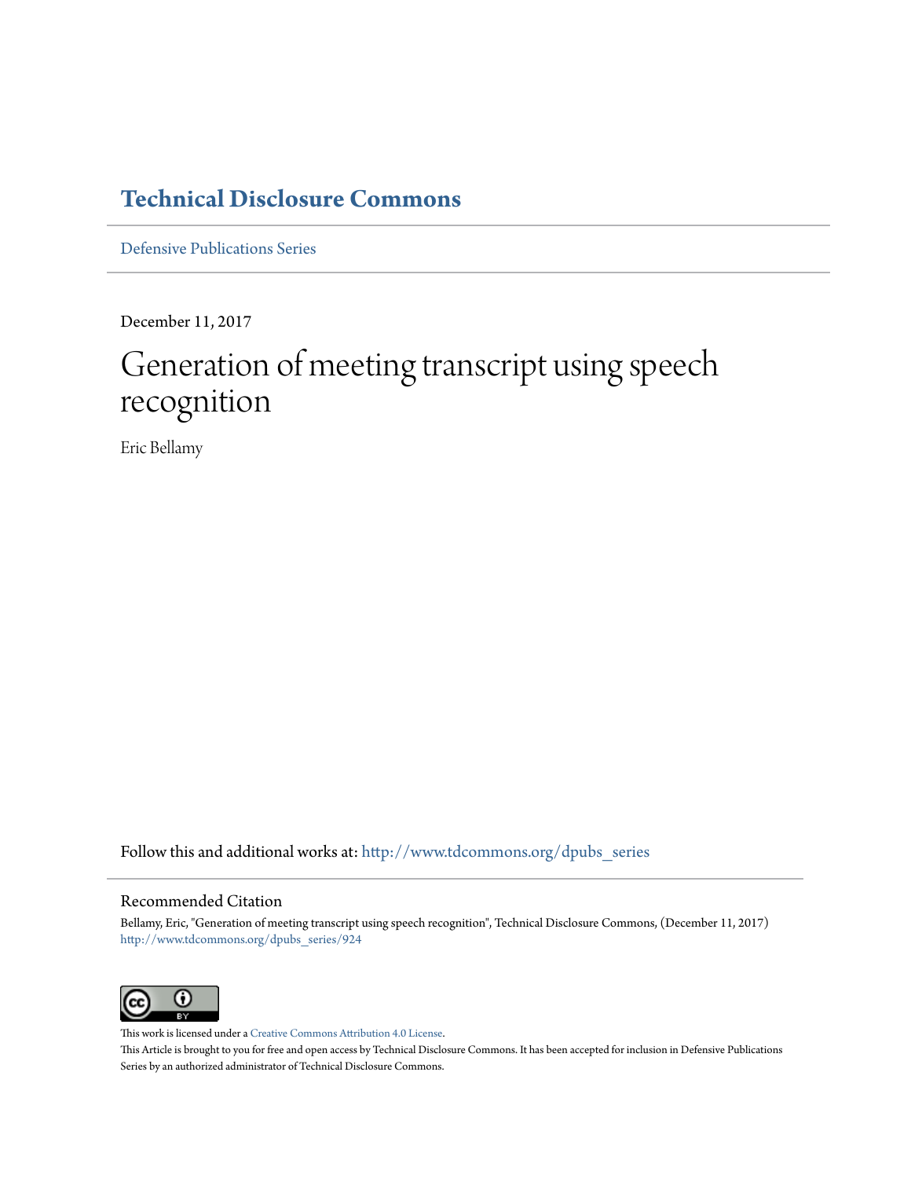# Technical Disclosure Commons

Defensive Publications Series

December 11, 2017

# Generation of meeting transcript using speech recognition

Eric Bellamy

Follow this and additional works at: http://www.tdcommons.org/dpubs_series

## Recommended Citation

Bellamy, Eric, "Generation of meeting transcript using speech recognition", Technical Disclosure Commons, (December 11, 2017)
http://www.tdcommons.org/dpubs_series/924

This work is licensed under a Creative Commons Attribution 4.0 License.

This Article is brought to you for free and open access by Technical Disclosure Commons. It has been accepted for inclusion in Defensive Publications Series by an authorized administrator of Technical Disclosure Commons.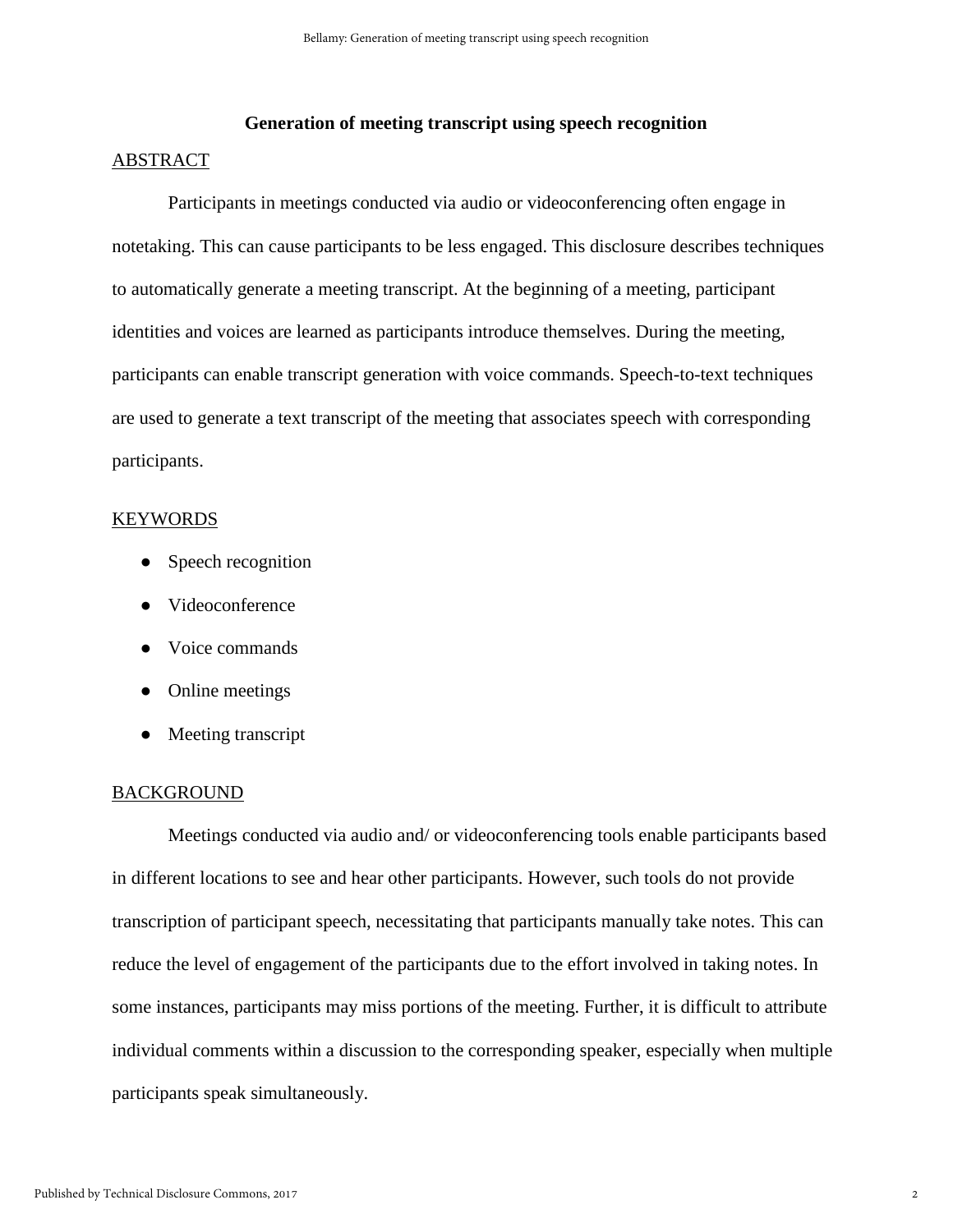# Generation of meeting transcript using speech recognition

## ABSTRACT

Participants in meetings conducted via audio or videoconferencing often engage in notetaking. This can cause participants to be less engaged. This disclosure describes techniques to automatically generate a meeting transcript. At the beginning of a meeting, participant identities and voices are learned as participants introduce themselves. During the meeting, participants can enable transcript generation with voice commands. Speech-to-text techniques are used to generate a text transcript of the meeting that associates speech with corresponding participants.

## KEYWORDS

- Speech recognition
- Videoconference
- Voice commands
- Online meetings
- Meeting transcript

## BACKGROUND

Meetings conducted via audio and/ or videoconferencing tools enable participants based in different locations to see and hear other participants. However, such tools do not provide transcription of participant speech, necessitating that participants manually take notes. This can reduce the level of engagement of the participants due to the effort involved in taking notes. In some instances, participants may miss portions of the meeting. Further, it is difficult to attribute individual comments within a discussion to the corresponding speaker, especially when multiple participants speak simultaneously.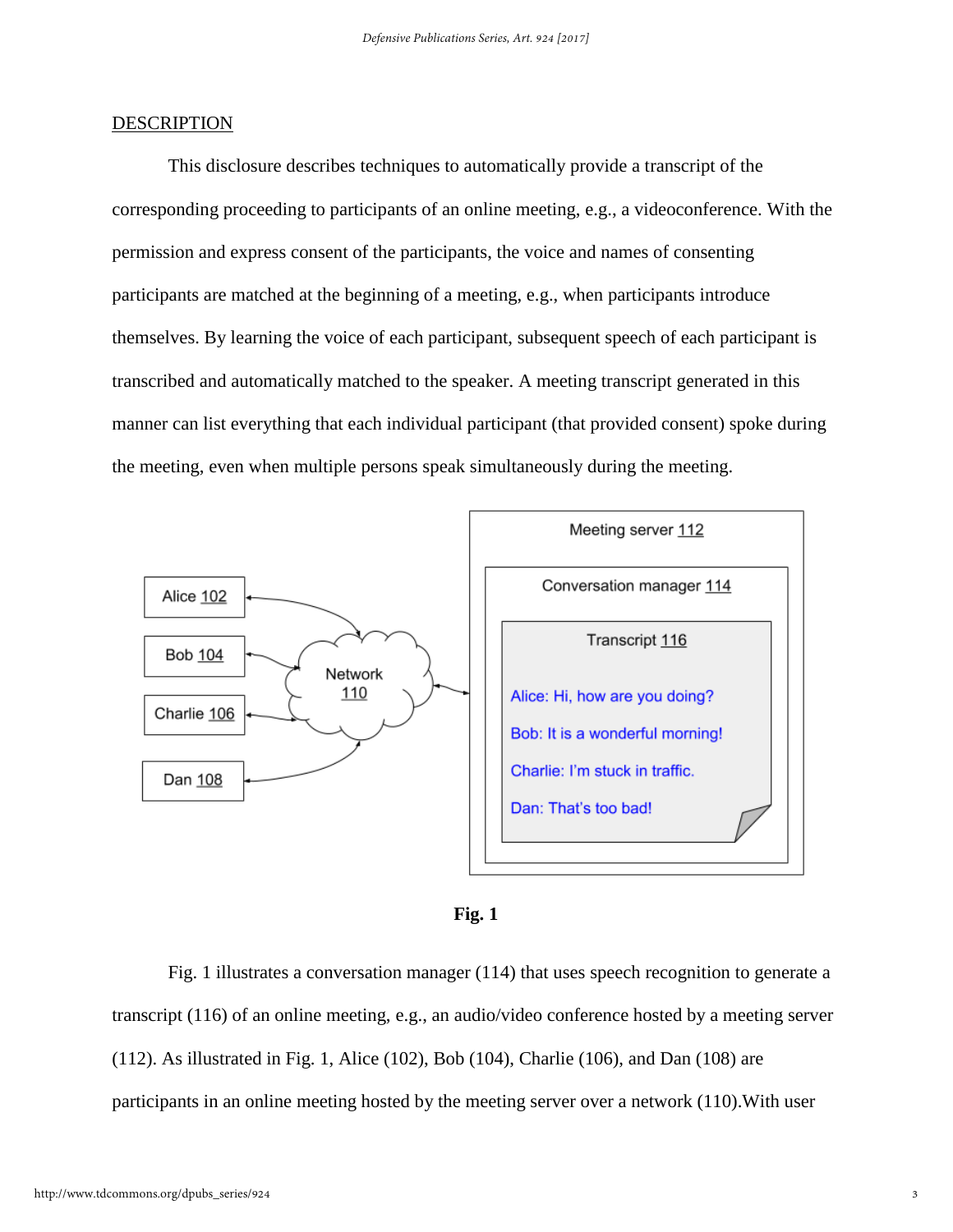## DESCRIPTION

This disclosure describes techniques to automatically provide a transcript of the corresponding proceeding to participants of an online meeting, e.g., a videoconference. With the permission and express consent of the participants, the voice and names of consenting participants are matched at the beginning of a meeting, e.g., when participants introduce themselves. By learning the voice of each participant, subsequent speech of each participant is transcribed and automatically matched to the speaker. A meeting transcript generated in this manner can list everything that each individual participant (that provided consent) spoke during the meeting, even when multiple persons speak simultaneously during the meeting.

**Fig. 1**

Fig. 1 illustrates a conversation manager (114) that uses speech recognition to generate a transcript (116) of an online meeting, e.g., an audio/video conference hosted by a meeting server (112). As illustrated in Fig. 1, Alice (102), Bob (104), Charlie (106), and Dan (108) are participants in an online meeting hosted by the meeting server over a network (110).With user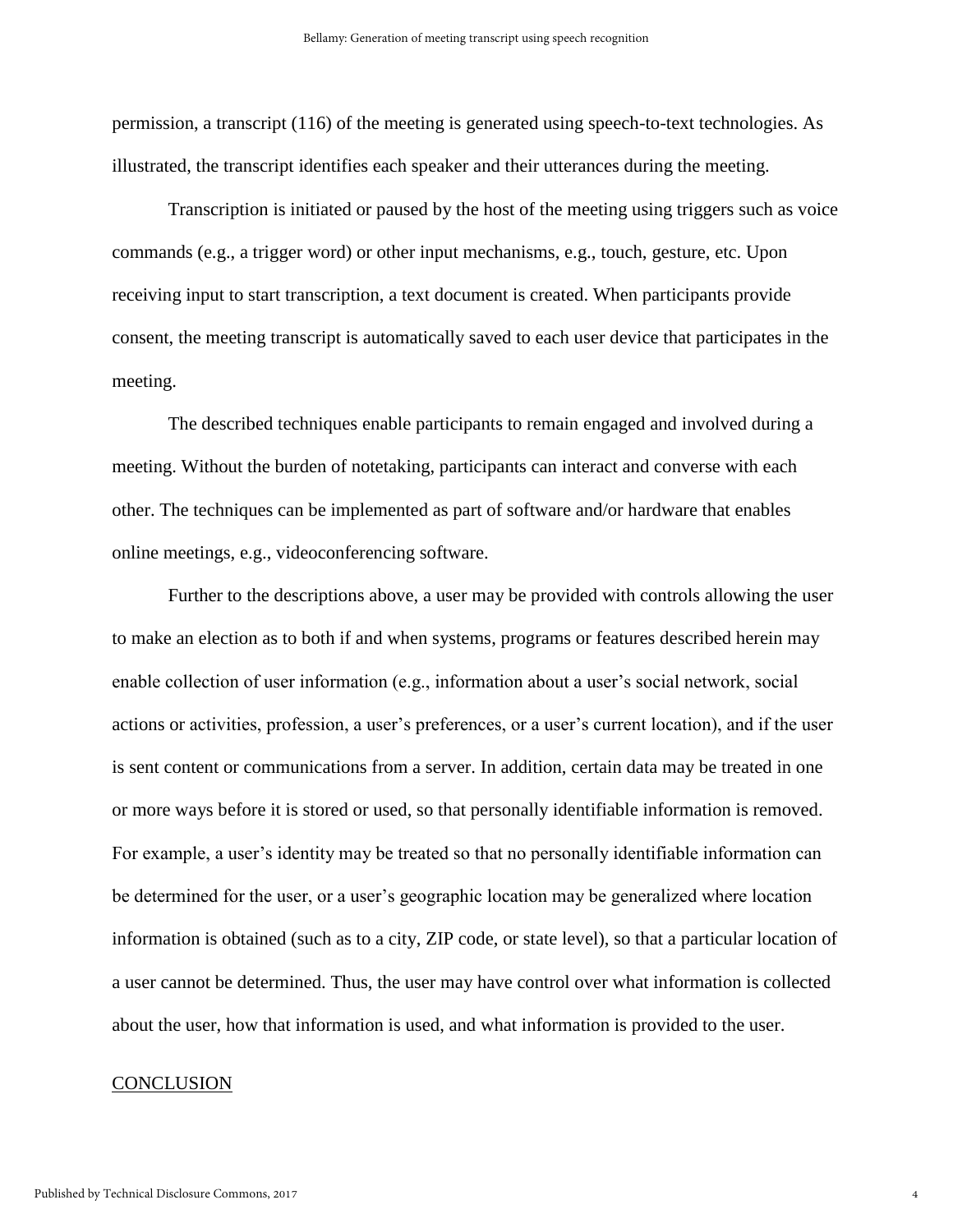permission, a transcript (116) of the meeting is generated using speech-to-text technologies. As illustrated, the transcript identifies each speaker and their utterances during the meeting.

Transcription is initiated or paused by the host of the meeting using triggers such as voice commands (e.g., a trigger word) or other input mechanisms, e.g., touch, gesture, etc. Upon receiving input to start transcription, a text document is created. When participants provide consent, the meeting transcript is automatically saved to each user device that participates in the meeting.

The described techniques enable participants to remain engaged and involved during a meeting. Without the burden of notetaking, participants can interact and converse with each other. The techniques can be implemented as part of software and/or hardware that enables online meetings, e.g., videoconferencing software.

Further to the descriptions above, a user may be provided with controls allowing the user to make an election as to both if and when systems, programs or features described herein may enable collection of user information (e.g., information about a user's social network, social actions or activities, profession, a user's preferences, or a user's current location), and if the user is sent content or communications from a server. In addition, certain data may be treated in one or more ways before it is stored or used, so that personally identifiable information is removed. For example, a user's identity may be treated so that no personally identifiable information can be determined for the user, or a user's geographic location may be generalized where location information is obtained (such as to a city, ZIP code, or state level), so that a particular location of a user cannot be determined. Thus, the user may have control over what information is collected about the user, how that information is used, and what information is provided to the user.

## CONCLUSION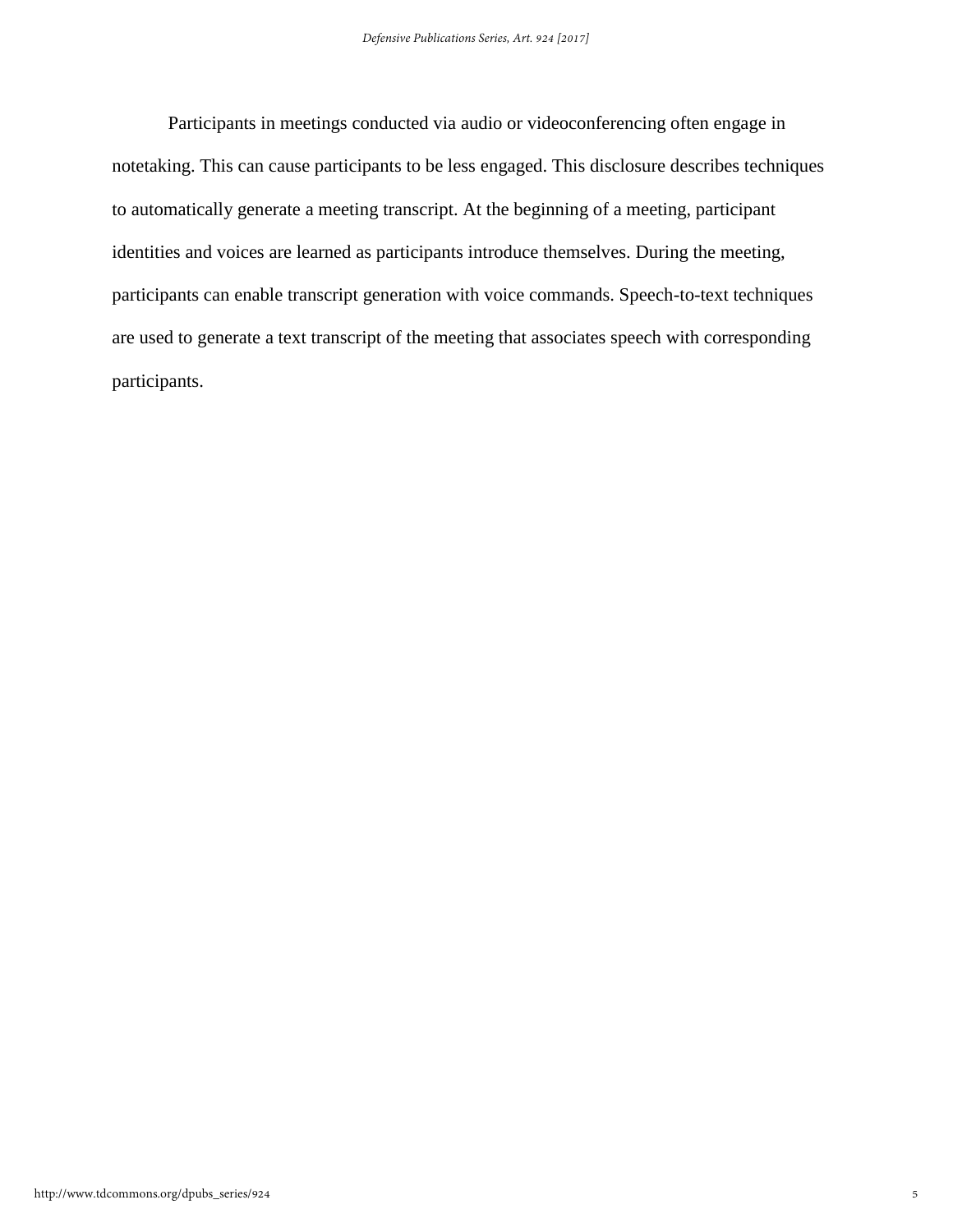Participants in meetings conducted via audio or videoconferencing often engage in notetaking. This can cause participants to be less engaged. This disclosure describes techniques to automatically generate a meeting transcript. At the beginning of a meeting, participant identities and voices are learned as participants introduce themselves. During the meeting, participants can enable transcript generation with voice commands. Speech-to-text techniques are used to generate a text transcript of the meeting that associates speech with corresponding participants.